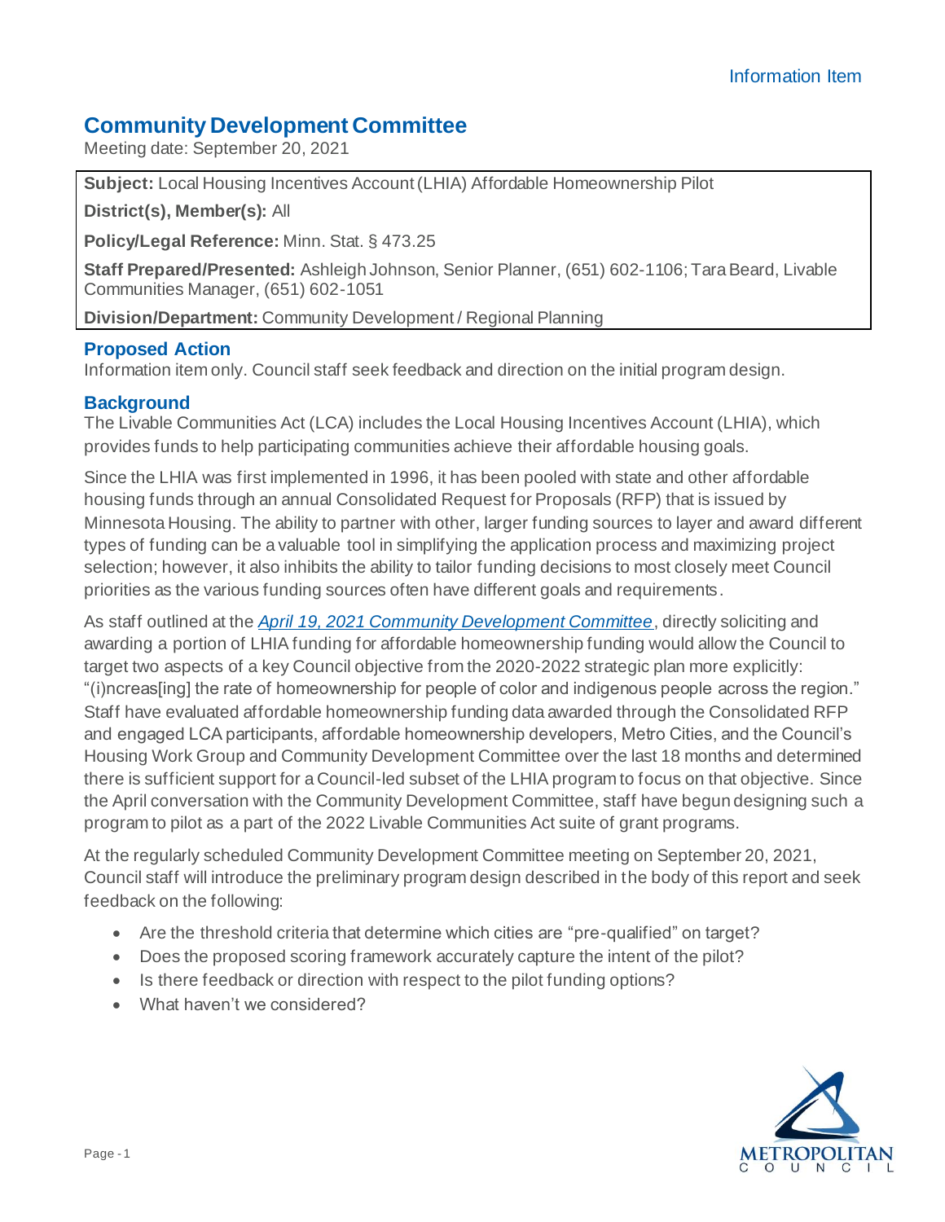Information Item

# Community Development Committee

Meeting date: September 20, 2021

**Subject:** Local Housing Incentives Account (LHIA) Affordable Homeownership Pilot

**District(s), Member(s):** All

**Policy/Legal Reference:** Minn. Stat. § 473.25

**Staff Prepared/Presented:** Ashleigh Johnson, Senior Planner, (651) 602-1106; Tara Beard, Livable Communities Manager, (651) 602-1051

**Division/Department:** Community Development / Regional Planning

## Proposed Action

Information item only. Council staff seek feedback and direction on the initial program design.

## Background

The Livable Communities Act (LCA) includes the Local Housing Incentives Account (LHIA), which provides funds to help participating communities achieve their affordable housing goals.

Since the LHIA was first implemented in 1996, it has been pooled with state and other affordable housing funds through an annual Consolidated Request for Proposals (RFP) that is issued by Minnesota Housing. The ability to partner with other, larger funding sources to layer and award different types of funding can be a valuable tool in simplifying the application process and maximizing project selection; however, it also inhibits the ability to tailor funding decisions to most closely meet Council priorities as the various funding sources often have different goals and requirements.

As staff outlined at the *[April 19, 2021 Community Development Committee](April 19, 2021 Community Development Committee)*, directly soliciting and awarding a portion of LHIA funding for affordable homeownership funding would allow the Council to target two aspects of a key Council objective from the 2020-2022 strategic plan more explicitly: "(i)ncreas[ing] the rate of homeownership for people of color and indigenous people across the region." Staff have evaluated affordable homeownership funding data awarded through the Consolidated RFP and engaged LCA participants, affordable homeownership developers, Metro Cities, and the Council's Housing Work Group and Community Development Committee over the last 18 months and determined there is sufficient support for a Council-led subset of the LHIA program to focus on that objective. Since the April conversation with the Community Development Committee, staff have begun designing such a program to pilot as a part of the 2022 Livable Communities Act suite of grant programs.

At the regularly scheduled Community Development Committee meeting on September 20, 2021, Council staff will introduce the preliminary program design described in the body of this report and seek feedback on the following:

- Are the threshold criteria that determine which cities are "pre-qualified" on target?
- Does the proposed scoring framework accurately capture the intent of the pilot?
- Is there feedback or direction with respect to the pilot funding options?
- What haven't we considered?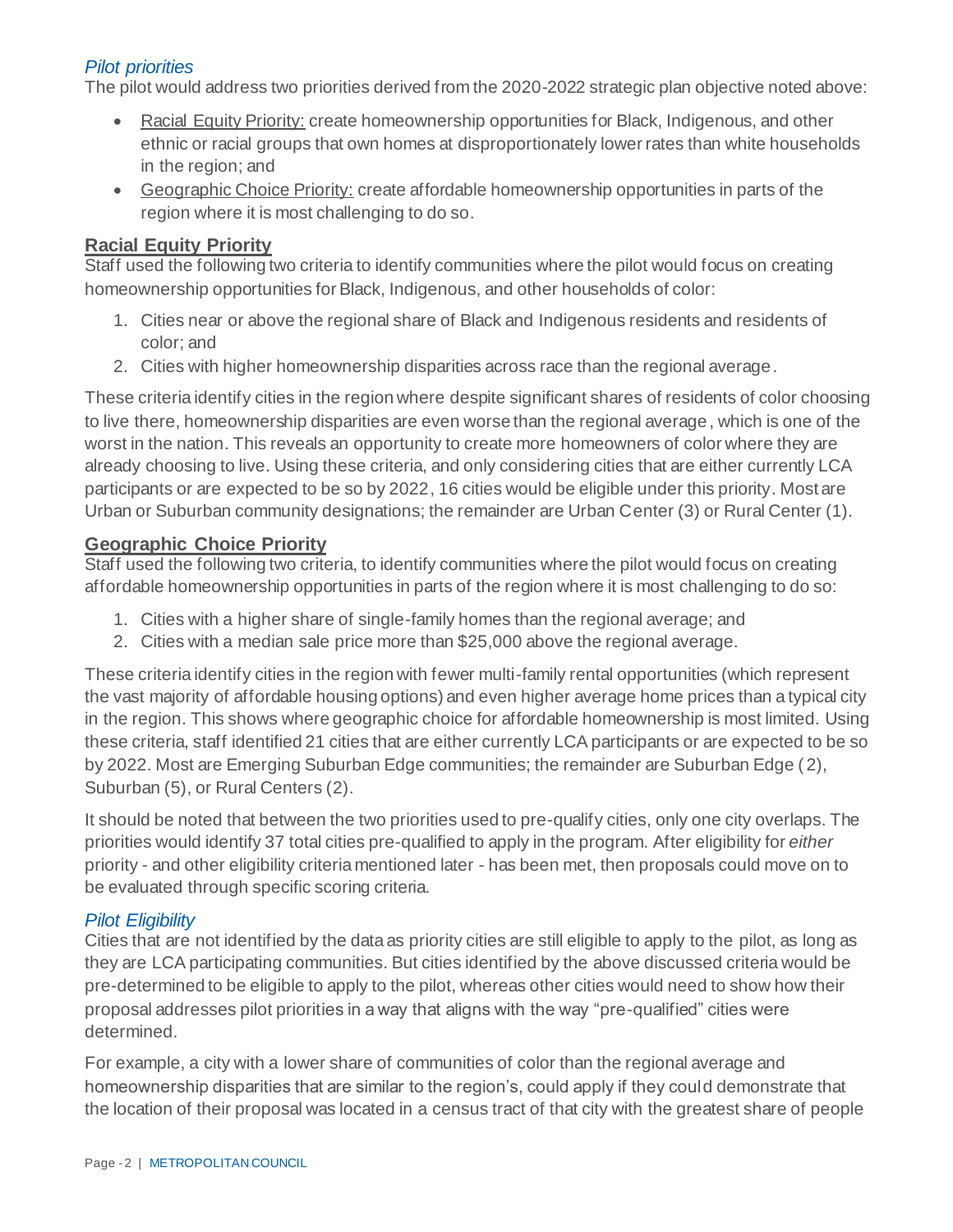### *Pilot priorities*

The pilot would address two priorities derived from the 2020-2022 strategic plan objective noted above:

- Racial Equity Priority: create homeownership opportunities for Black, Indigenous, and other ethnic or racial groups that own homes at disproportionately lower rates than white households in the region; and
- Geographic Choice Priority: create affordable homeownership opportunities in parts of the region where it is most challenging to do so.

#### **Racial Equity Priority**

Staff used the following two criteria to identify communities where the pilot would focus on creating homeownership opportunities for Black, Indigenous, and other households of color:

1. Cities near or above the regional share of Black and Indigenous residents and residents of color; and
2. Cities with higher homeownership disparities across race than the regional average.

These criteria identify cities in the region where despite significant shares of residents of color choosing to live there, homeownership disparities are even worse than the regional average, which is one of the worst in the nation. This reveals an opportunity to create more homeowners of color where they are already choosing to live. Using these criteria, and only considering cities that are either currently LCA participants or are expected to be so by 2022, 16 cities would be eligible under this priority. Most are Urban or Suburban community designations; the remainder are Urban Center (3) or Rural Center (1).

#### **Geographic Choice Priority**

Staff used the following two criteria, to identify communities where the pilot would focus on creating affordable homeownership opportunities in parts of the region where it is most challenging to do so:

1. Cities with a higher share of single-family homes than the regional average; and
2. Cities with a median sale price more than $25,000 above the regional average.

These criteria identify cities in the region with fewer multi-family rental opportunities (which represent the vast majority of affordable housing options) and even higher average home prices than a typical city in the region. This shows where geographic choice for affordable homeownership is most limited. Using these criteria, staff identified 21 cities that are either currently LCA participants or are expected to be so by 2022. Most are Emerging Suburban Edge communities; the remainder are Suburban Edge (2), Suburban (5), or Rural Centers (2).

It should be noted that between the two priorities used to pre-qualify cities, only one city overlaps. The priorities would identify 37 total cities pre-qualified to apply in the program. After eligibility for *either* priority - and other eligibility criteria mentioned later - has been met, then proposals could move on to be evaluated through specific scoring criteria.

### *Pilot Eligibility*

Cities that are not identified by the data as priority cities are still eligible to apply to the pilot, as long as they are LCA participating communities. But cities identified by the above discussed criteria would be pre-determined to be eligible to apply to the pilot, whereas other cities would need to show how their proposal addresses pilot priorities in a way that aligns with the way "pre-qualified" cities were determined.

For example, a city with a lower share of communities of color than the regional average and homeownership disparities that are similar to the region's, could apply if they could demonstrate that the location of their proposal was located in a census tract of that city with the greatest share of people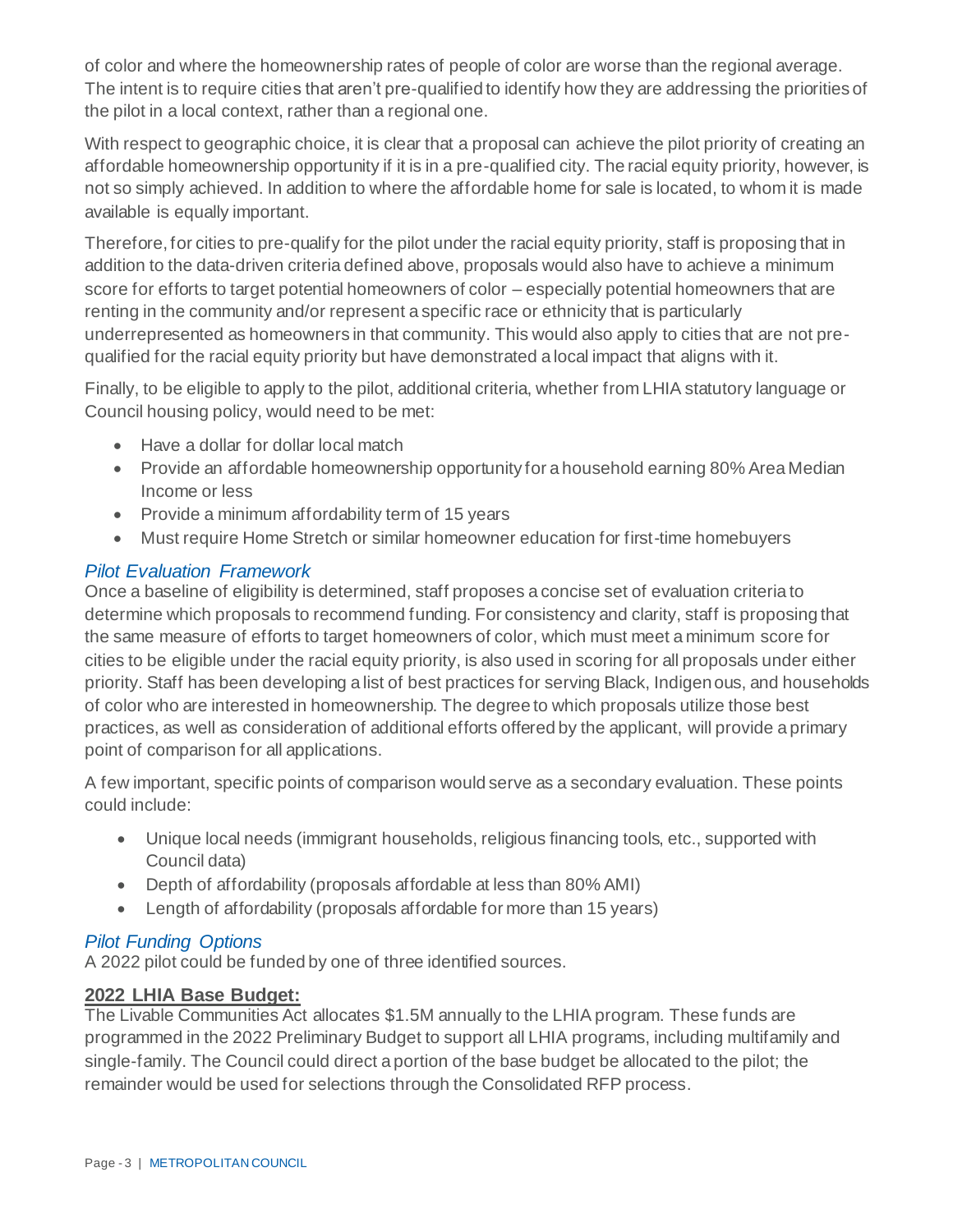of color and where the homeownership rates of people of color are worse than the regional average. The intent is to require cities that aren't pre-qualified to identify how they are addressing the priorities of the pilot in a local context, rather than a regional one.

With respect to geographic choice, it is clear that a proposal can achieve the pilot priority of creating an affordable homeownership opportunity if it is in a pre-qualified city. The racial equity priority, however, is not so simply achieved. In addition to where the affordable home for sale is located, to whom it is made available is equally important.

Therefore, for cities to pre-qualify for the pilot under the racial equity priority, staff is proposing that in addition to the data-driven criteria defined above, proposals would also have to achieve a minimum score for efforts to target potential homeowners of color – especially potential homeowners that are renting in the community and/or represent a specific race or ethnicity that is particularly underrepresented as homeowners in that community. This would also apply to cities that are not pre-qualified for the racial equity priority but have demonstrated a local impact that aligns with it.

Finally, to be eligible to apply to the pilot, additional criteria, whether from LHIA statutory language or Council housing policy, would need to be met:

- Have a dollar for dollar local match
- Provide an affordable homeownership opportunity for a household earning 80% Area Median Income or less
- Provide a minimum affordability term of 15 years
- Must require Home Stretch or similar homeowner education for first-time homebuyers

### *Pilot Evaluation Framework*

Once a baseline of eligibility is determined, staff proposes a concise set of evaluation criteria to determine which proposals to recommend funding. For consistency and clarity, staff is proposing that the same measure of efforts to target homeowners of color, which must meet a minimum score for cities to be eligible under the racial equity priority, is also used in scoring for all proposals under either priority. Staff has been developing a list of best practices for serving Black, Indigenous, and households of color who are interested in homeownership. The degree to which proposals utilize those best practices, as well as consideration of additional efforts offered by the applicant, will provide a primary point of comparison for all applications.

A few important, specific points of comparison would serve as a secondary evaluation. These points could include:

- Unique local needs (immigrant households, religious financing tools, etc., supported with Council data)
- Depth of affordability (proposals affordable at less than 80% AMI)
- Length of affordability (proposals affordable for more than 15 years)

### *Pilot Funding Options*

A 2022 pilot could be funded by one of three identified sources.

#### **2022 LHIA Base Budget:**

The Livable Communities Act allocates $1.5M annually to the LHIA program. These funds are programmed in the 2022 Preliminary Budget to support all LHIA programs, including multifamily and single-family. The Council could direct a portion of the base budget be allocated to the pilot; the remainder would be used for selections through the Consolidated RFP process.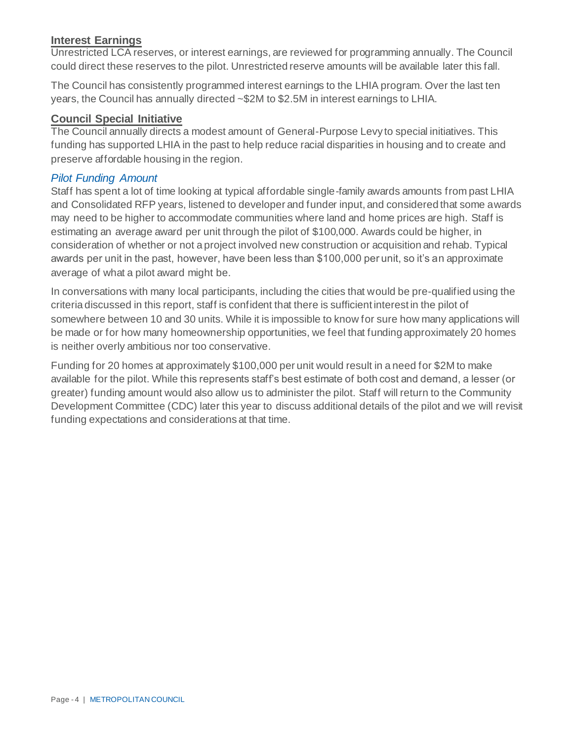### Interest Earnings

Unrestricted LCA reserves, or interest earnings, are reviewed for programming annually. The Council could direct these reserves to the pilot. Unrestricted reserve amounts will be available later this fall.

The Council has consistently programmed interest earnings to the LHIA program. Over the last ten years, the Council has annually directed ~$2M to $2.5M in interest earnings to LHIA.

### Council Special Initiative

The Council annually directs a modest amount of General-Purpose Levy to special initiatives. This funding has supported LHIA in the past to help reduce racial disparities in housing and to create and preserve affordable housing in the region.

#### *Pilot Funding Amount*

Staff has spent a lot of time looking at typical affordable single-family awards amounts from past LHIA and Consolidated RFP years, listened to developer and funder input, and considered that some awards may need to be higher to accommodate communities where land and home prices are high. Staff is estimating an average award per unit through the pilot of $100,000. Awards could be higher, in consideration of whether or not a project involved new construction or acquisition and rehab. Typical awards per unit in the past, however, have been less than $100,000 per unit, so it's an approximate average of what a pilot award might be.

In conversations with many local participants, including the cities that would be pre-qualified using the criteria discussed in this report, staff is confident that there is sufficient interest in the pilot of somewhere between 10 and 30 units. While it is impossible to know for sure how many applications will be made or for how many homeownership opportunities, we feel that funding approximately 20 homes is neither overly ambitious nor too conservative.

Funding for 20 homes at approximately $100,000 per unit would result in a need for $2M to make available for the pilot. While this represents staff's best estimate of both cost and demand, a lesser (or greater) funding amount would also allow us to administer the pilot. Staff will return to the Community Development Committee (CDC) later this year to discuss additional details of the pilot and we will revisit funding expectations and considerations at that time.